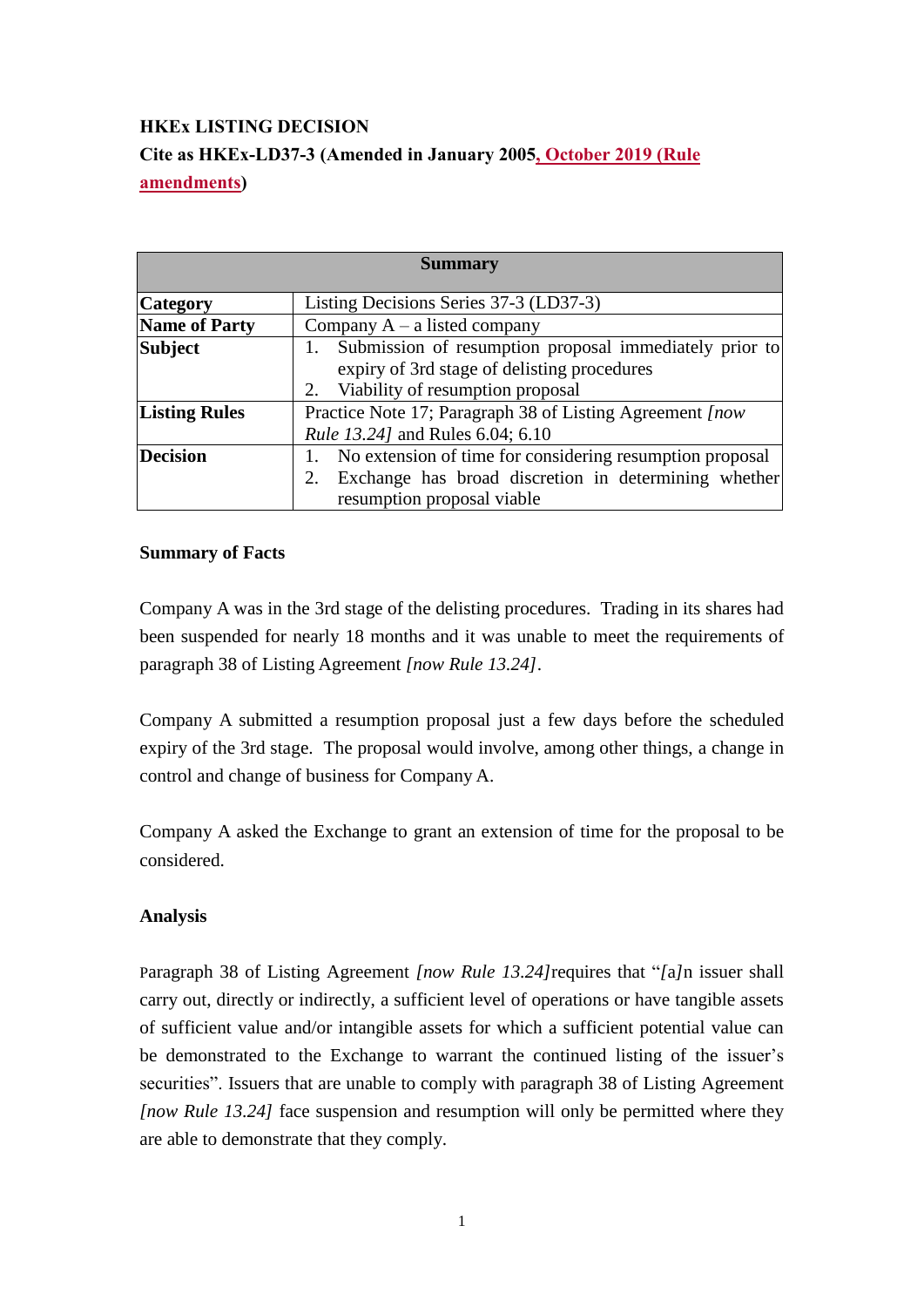**HKEx LISTING DECISION**

**Cite as HKEx-LD37-3 (Amended in January 2005, October 2019 (Rule amendments))**

| Summary | |
|---|---|
| **Category** | Listing Decisions Series 37-3 (LD37-3) |
| **Name of Party** | Company A – a listed company |
| **Subject** | 1. Submission of resumption proposal immediately prior to expiry of 3rd stage of delisting procedures<br>2. Viability of resumption proposal |
| **Listing Rules** | Practice Note 17; Paragraph 38 of Listing Agreement *[now Rule 13.24]* and Rules 6.04; 6.10 |
| **Decision** | 1. No extension of time for considering resumption proposal<br>2. Exchange has broad discretion in determining whether resumption proposal viable |

**Summary of Facts**

Company A was in the 3rd stage of the delisting procedures. Trading in its shares had been suspended for nearly 18 months and it was unable to meet the requirements of paragraph 38 of Listing Agreement *[now Rule 13.24]*.

Company A submitted a resumption proposal just a few days before the scheduled expiry of the 3rd stage. The proposal would involve, among other things, a change in control and change of business for Company A.

Company A asked the Exchange to grant an extension of time for the proposal to be considered.

**Analysis**

Paragraph 38 of Listing Agreement *[now Rule 13.24]* requires that "*[a]*n issuer shall carry out, directly or indirectly, a sufficient level of operations or have tangible assets of sufficient value and/or intangible assets for which a sufficient potential value can be demonstrated to the Exchange to warrant the continued listing of the issuer's securities". Issuers that are unable to comply with paragraph 38 of Listing Agreement *[now Rule 13.24]* face suspension and resumption will only be permitted where they are able to demonstrate that they comply.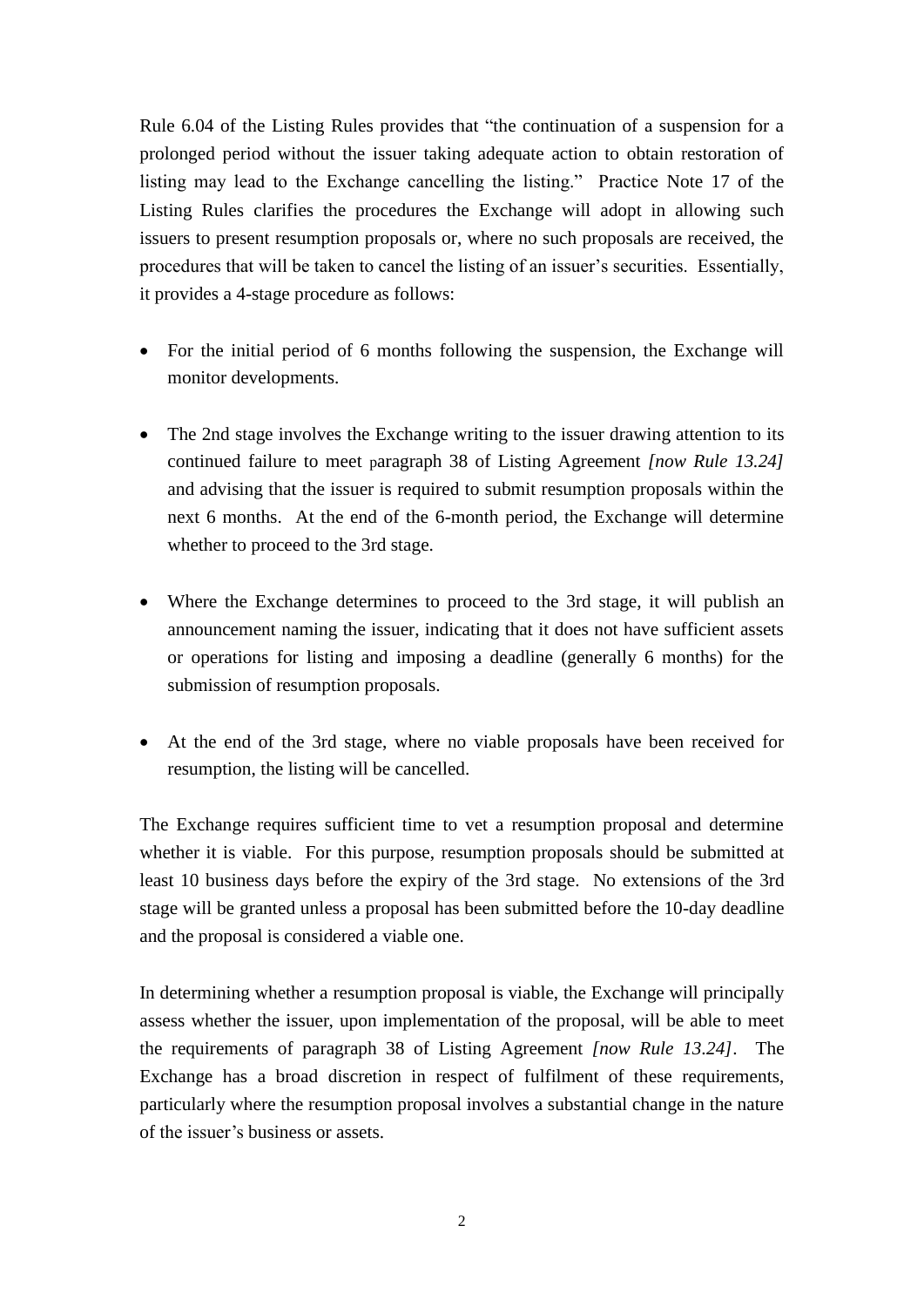Rule 6.04 of the Listing Rules provides that "the continuation of a suspension for a prolonged period without the issuer taking adequate action to obtain restoration of listing may lead to the Exchange cancelling the listing." Practice Note 17 of the Listing Rules clarifies the procedures the Exchange will adopt in allowing such issuers to present resumption proposals or, where no such proposals are received, the procedures that will be taken to cancel the listing of an issuer's securities. Essentially, it provides a 4-stage procedure as follows:

- For the initial period of 6 months following the suspension, the Exchange will monitor developments.

- The 2nd stage involves the Exchange writing to the issuer drawing attention to its continued failure to meet paragraph 38 of Listing Agreement *[now Rule 13.24]* and advising that the issuer is required to submit resumption proposals within the next 6 months. At the end of the 6-month period, the Exchange will determine whether to proceed to the 3rd stage.

- Where the Exchange determines to proceed to the 3rd stage, it will publish an announcement naming the issuer, indicating that it does not have sufficient assets or operations for listing and imposing a deadline (generally 6 months) for the submission of resumption proposals.

- At the end of the 3rd stage, where no viable proposals have been received for resumption, the listing will be cancelled.

The Exchange requires sufficient time to vet a resumption proposal and determine whether it is viable. For this purpose, resumption proposals should be submitted at least 10 business days before the expiry of the 3rd stage. No extensions of the 3rd stage will be granted unless a proposal has been submitted before the 10-day deadline and the proposal is considered a viable one.

In determining whether a resumption proposal is viable, the Exchange will principally assess whether the issuer, upon implementation of the proposal, will be able to meet the requirements of paragraph 38 of Listing Agreement *[now Rule 13.24]*. The Exchange has a broad discretion in respect of fulfilment of these requirements, particularly where the resumption proposal involves a substantial change in the nature of the issuer's business or assets.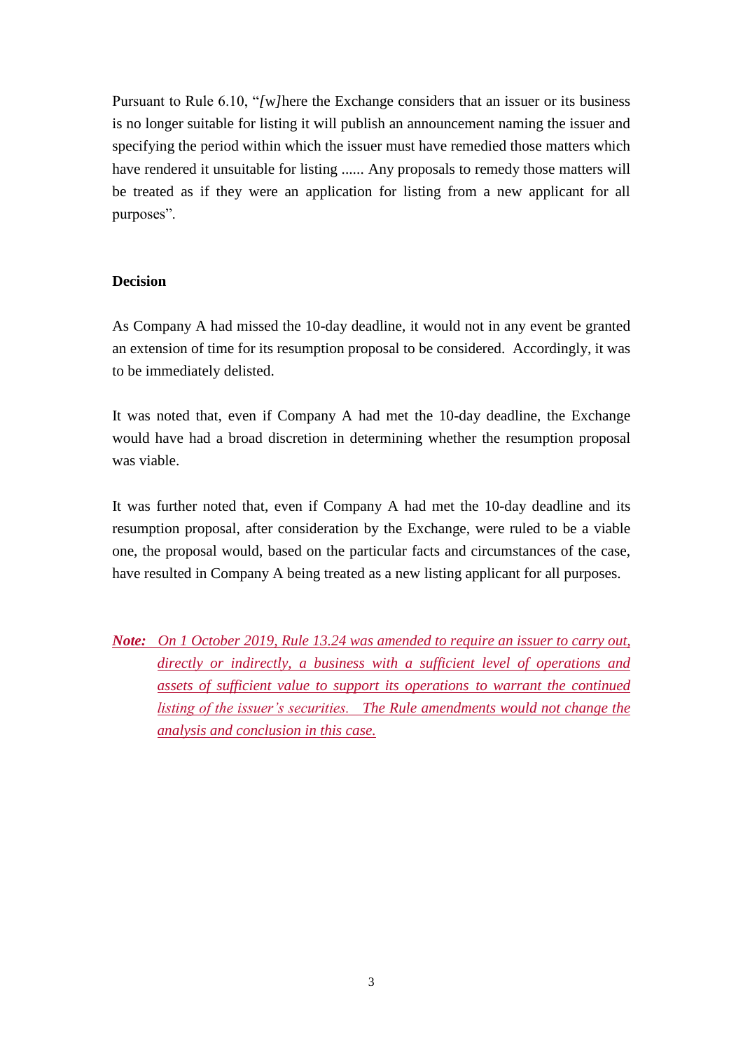Pursuant to Rule 6.10, "*[w]*here the Exchange considers that an issuer or its business is no longer suitable for listing it will publish an announcement naming the issuer and specifying the period within which the issuer must have remedied those matters which have rendered it unsuitable for listing ...... Any proposals to remedy those matters will be treated as if they were an application for listing from a new applicant for all purposes".

**Decision**

As Company A had missed the 10-day deadline, it would not in any event be granted an extension of time for its resumption proposal to be considered. Accordingly, it was to be immediately delisted.

It was noted that, even if Company A had met the 10-day deadline, the Exchange would have had a broad discretion in determining whether the resumption proposal was viable.

It was further noted that, even if Company A had met the 10-day deadline and its resumption proposal, after consideration by the Exchange, were ruled to be a viable one, the proposal would, based on the particular facts and circumstances of the case, have resulted in Company A being treated as a new listing applicant for all purposes.

***Note:*** *On 1 October 2019, Rule 13.24 was amended to require an issuer to carry out, directly or indirectly, a business with a sufficient level of operations and assets of sufficient value to support its operations to warrant the continued listing of the issuer's securities. The Rule amendments would not change the analysis and conclusion in this case.*